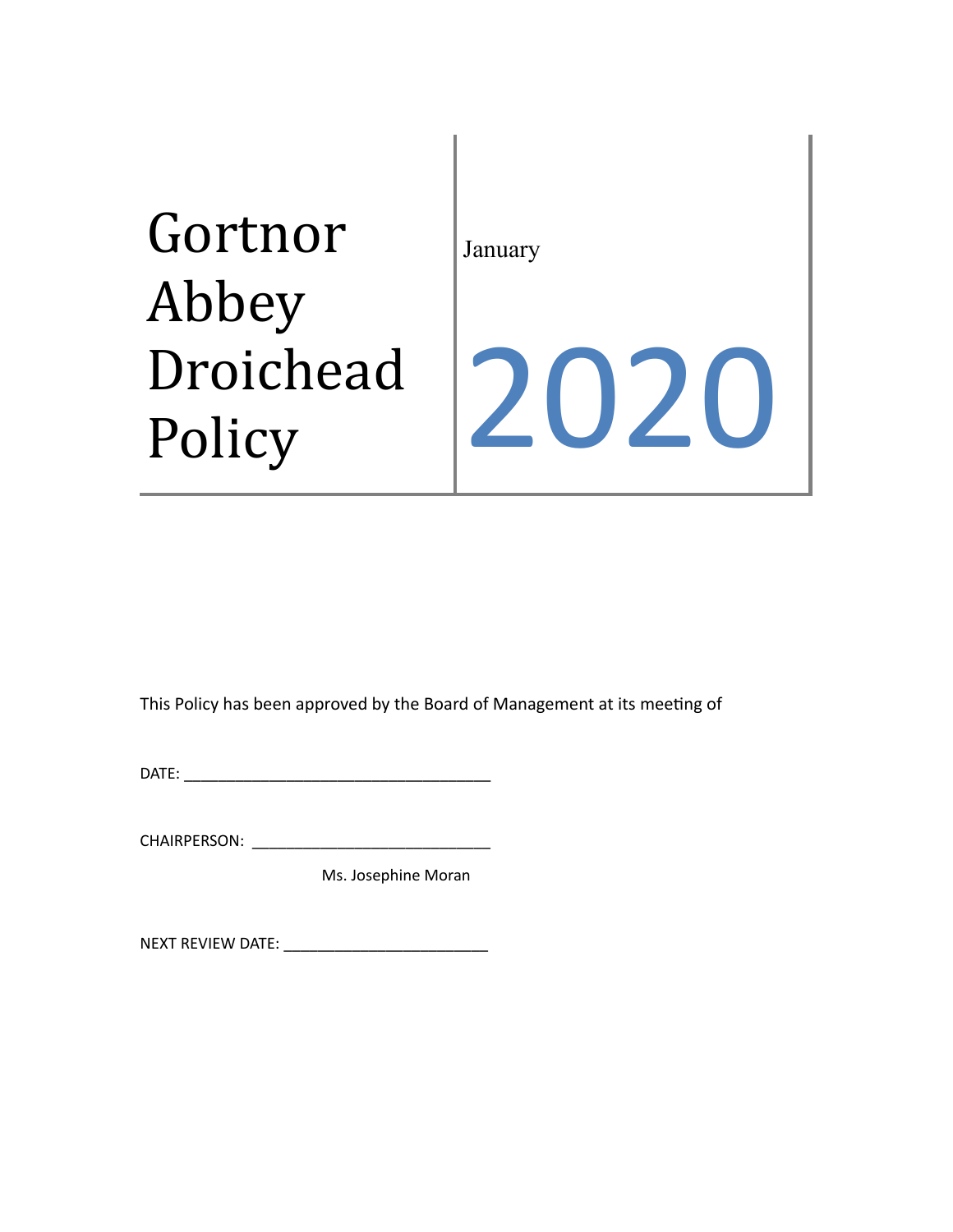# Gortnor Abbey Droichead Policy

January

2020

This Policy has been approved by the Board of Management at its meeting of

DATE: ___________________________________

CHAIRPERSON: ___________________________

Ms. Josephine Moran

NEXT REVIEW DATE: _______________________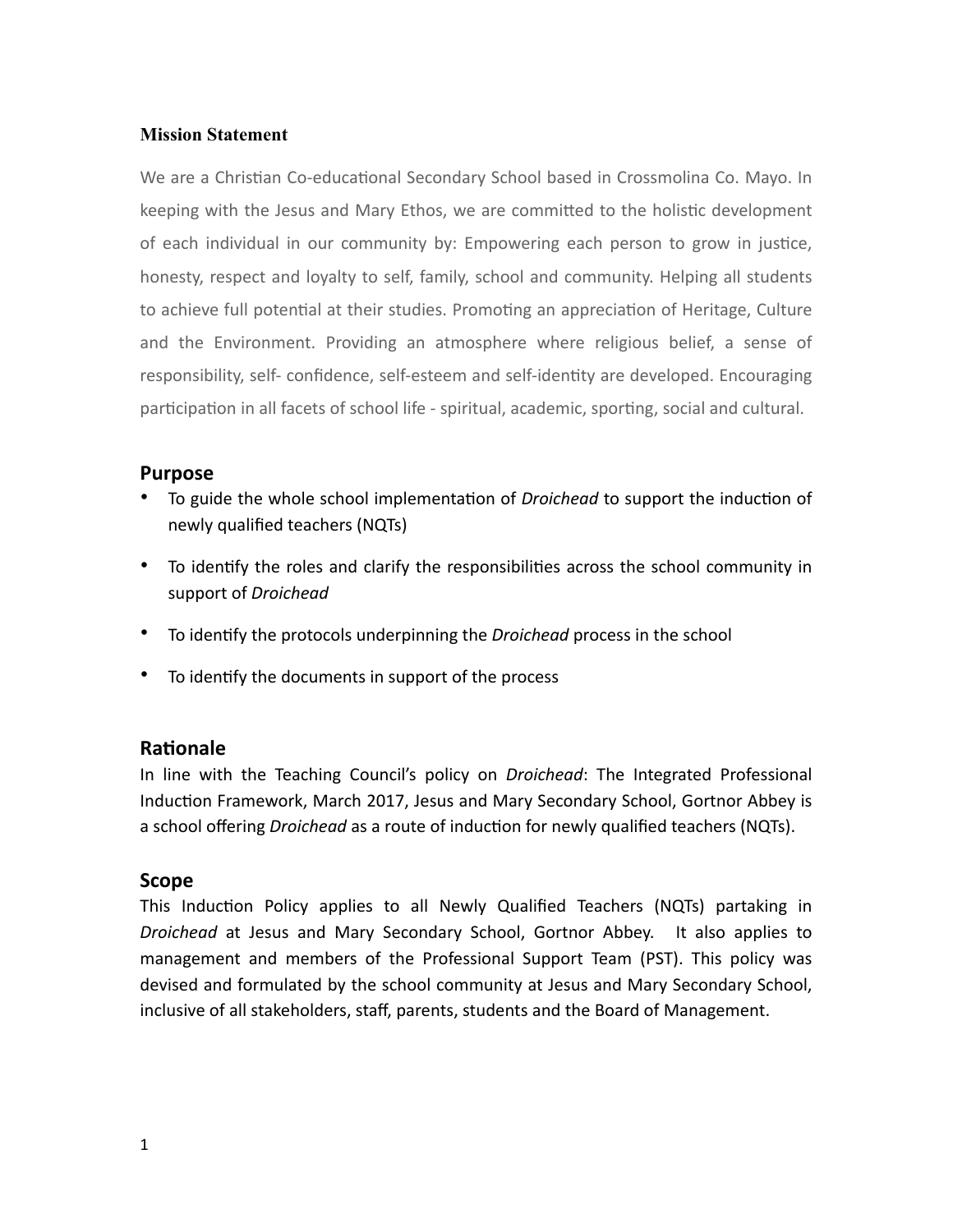## Mission Statement

We are a Christian Co-educational Secondary School based in Crossmolina Co. Mayo. In keeping with the Jesus and Mary Ethos, we are committed to the holistic development of each individual in our community by: Empowering each person to grow in justice, honesty, respect and loyalty to self, family, school and community. Helping all students to achieve full potential at their studies. Promoting an appreciation of Heritage, Culture and the Environment. Providing an atmosphere where religious belief, a sense of responsibility, self- confidence, self-esteem and self-identity are developed. Encouraging participation in all facets of school life - spiritual, academic, sporting, social and cultural.

## Purpose

- To guide the whole school implementation of *Droichead* to support the induction of newly qualified teachers (NQTs)
- To identify the roles and clarify the responsibilities across the school community in support of *Droichead*
- To identify the protocols underpinning the *Droichead* process in the school
- To identify the documents in support of the process

## Rationale

In line with the Teaching Council's policy on *Droichead*: The Integrated Professional Induction Framework, March 2017, Jesus and Mary Secondary School, Gortnor Abbey is a school offering *Droichead* as a route of induction for newly qualified teachers (NQTs).

## Scope

This Induction Policy applies to all Newly Qualified Teachers (NQTs) partaking in *Droichead* at Jesus and Mary Secondary School, Gortnor Abbey. It also applies to management and members of the Professional Support Team (PST). This policy was devised and formulated by the school community at Jesus and Mary Secondary School, inclusive of all stakeholders, staff, parents, students and the Board of Management.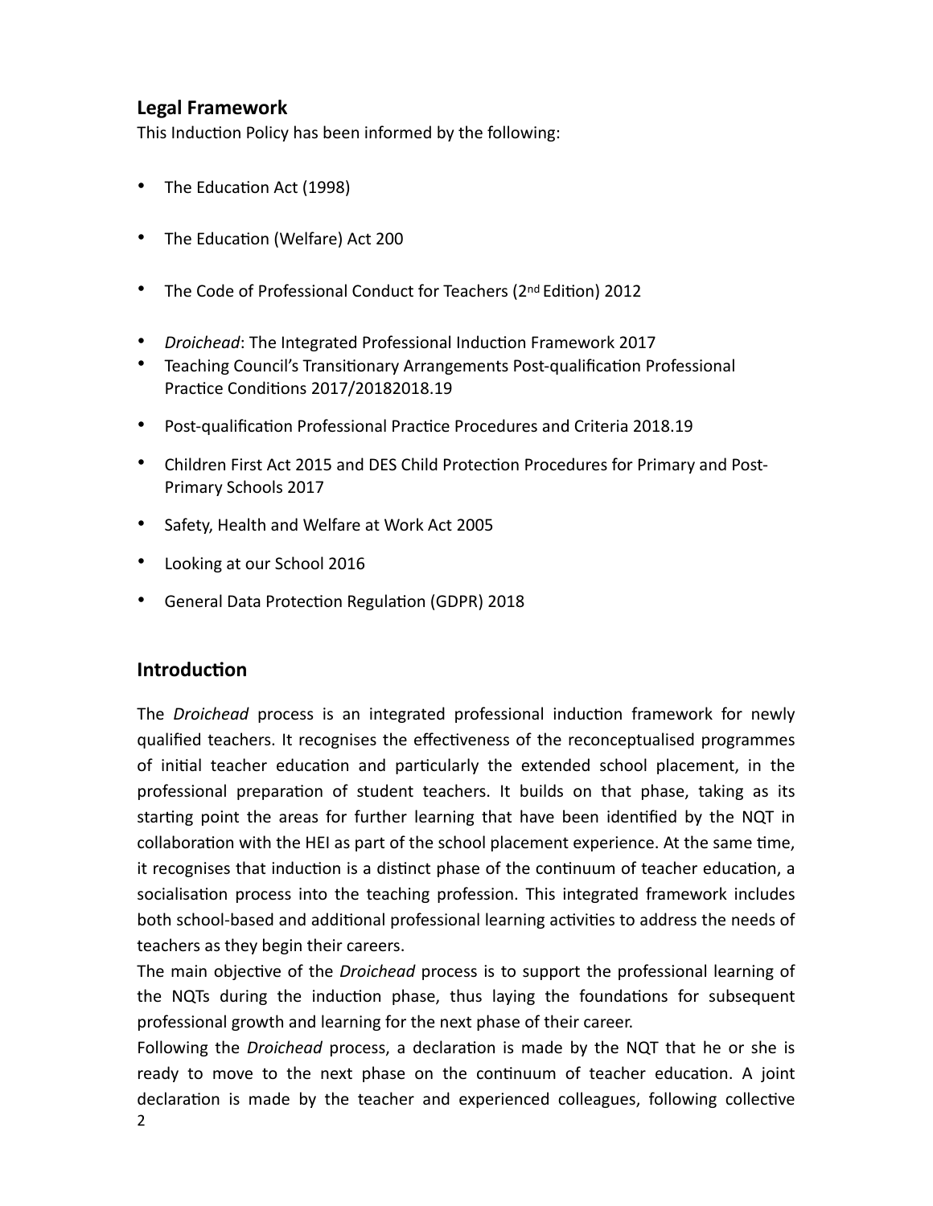## Legal Framework

This Induction Policy has been informed by the following:

- The Education Act (1998)
- The Education (Welfare) Act 200
- The Code of Professional Conduct for Teachers (2nd Edition) 2012
- *Droichead*: The Integrated Professional Induction Framework 2017
- Teaching Council's Transitionary Arrangements Post-qualification Professional Practice Conditions 2017/20182018.19
- Post-qualification Professional Practice Procedures and Criteria 2018.19
- Children First Act 2015 and DES Child Protection Procedures for Primary and Post-Primary Schools 2017
- Safety, Health and Welfare at Work Act 2005
- Looking at our School 2016
- General Data Protection Regulation (GDPR) 2018

## Introduction

The *Droichead* process is an integrated professional induction framework for newly qualified teachers. It recognises the effectiveness of the reconceptualised programmes of initial teacher education and particularly the extended school placement, in the professional preparation of student teachers. It builds on that phase, taking as its starting point the areas for further learning that have been identified by the NQT in collaboration with the HEI as part of the school placement experience. At the same time, it recognises that induction is a distinct phase of the continuum of teacher education, a socialisation process into the teaching profession. This integrated framework includes both school-based and additional professional learning activities to address the needs of teachers as they begin their careers.

The main objective of the *Droichead* process is to support the professional learning of the NQTs during the induction phase, thus laying the foundations for subsequent professional growth and learning for the next phase of their career.

Following the *Droichead* process, a declaration is made by the NQT that he or she is ready to move to the next phase on the continuum of teacher education. A joint declaration is made by the teacher and experienced colleagues, following collective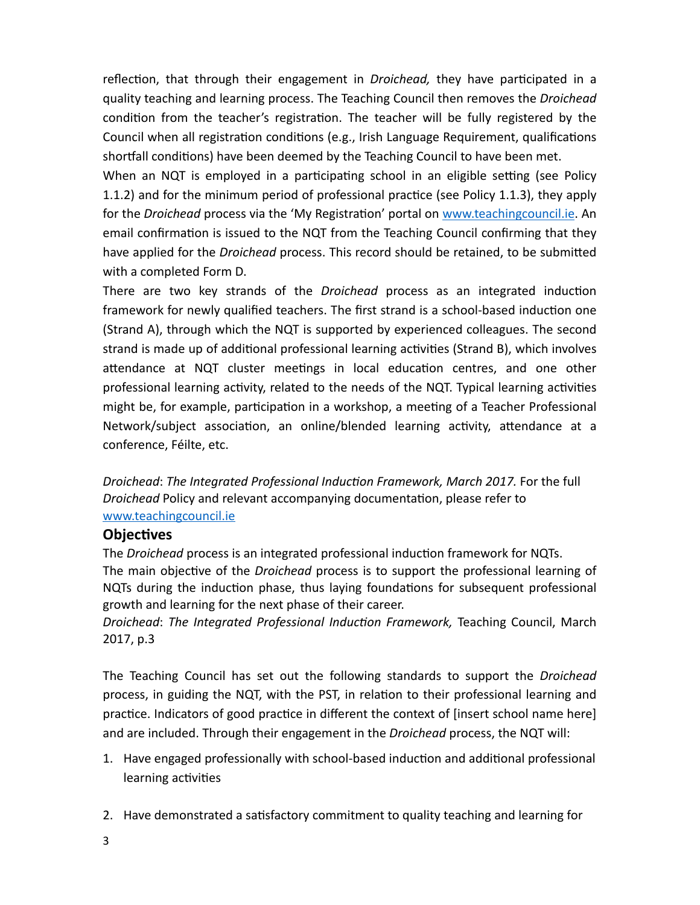reflection, that through their engagement in *Droichead,* they have participated in a quality teaching and learning process. The Teaching Council then removes the *Droichead* condition from the teacher's registration. The teacher will be fully registered by the Council when all registration conditions (e.g., Irish Language Requirement, qualifications shortfall conditions) have been deemed by the Teaching Council to have been met.

When an NQT is employed in a participating school in an eligible setting (see Policy 1.1.2) and for the minimum period of professional practice (see Policy 1.1.3), they apply for the *Droichead* process via the 'My Registration' portal on [www.teachingcouncil.ie](www.teachingcouncil.ie). An email confirmation is issued to the NQT from the Teaching Council confirming that they have applied for the *Droichead* process. This record should be retained, to be submitted with a completed Form D.

There are two key strands of the *Droichead* process as an integrated induction framework for newly qualified teachers. The first strand is a school-based induction one (Strand A), through which the NQT is supported by experienced colleagues. The second strand is made up of additional professional learning activities (Strand B), which involves attendance at NQT cluster meetings in local education centres, and one other professional learning activity, related to the needs of the NQT. Typical learning activities might be, for example, participation in a workshop, a meeting of a Teacher Professional Network/subject association, an online/blended learning activity, attendance at a conference, Féilte, etc.

*Droichead*: *The Integrated Professional Induction Framework, March 2017.* For the full *Droichead* Policy and relevant accompanying documentation, please refer to [www.teachingcouncil.ie](www.teachingcouncil.ie)

## Objectives

The *Droichead* process is an integrated professional induction framework for NQTs.

The main objective of the *Droichead* process is to support the professional learning of NQTs during the induction phase, thus laying foundations for subsequent professional growth and learning for the next phase of their career.

*Droichead*: *The Integrated Professional Induction Framework,* Teaching Council, March 2017, p.3

The Teaching Council has set out the following standards to support the *Droichead* process, in guiding the NQT, with the PST, in relation to their professional learning and practice. Indicators of good practice in different the context of [insert school name here] and are included. Through their engagement in the *Droichead* process, the NQT will:

1. Have engaged professionally with school-based induction and additional professional learning activities

2. Have demonstrated a satisfactory commitment to quality teaching and learning for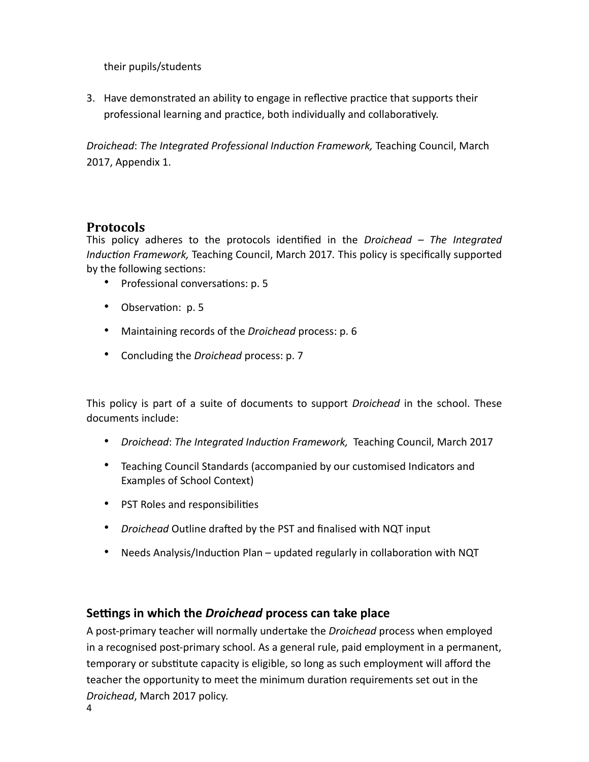their pupils/students

3. Have demonstrated an ability to engage in reflective practice that supports their professional learning and practice, both individually and collaboratively.

*Droichead*: *The Integrated Professional Induction Framework,* Teaching Council, March 2017, Appendix 1.

## Protocols

This policy adheres to the protocols identified in the *Droichead – The Integrated Induction Framework,* Teaching Council, March 2017. This policy is specifically supported by the following sections:

- Professional conversations: p. 5
- Observation: p. 5
- Maintaining records of the *Droichead* process: p. 6
- Concluding the *Droichead* process: p. 7

This policy is part of a suite of documents to support *Droichead* in the school. These documents include:

- *Droichead*: *The Integrated Induction Framework,* Teaching Council, March 2017
- Teaching Council Standards (accompanied by our customised Indicators and Examples of School Context)
- PST Roles and responsibilities
- *Droichead* Outline drafted by the PST and finalised with NQT input
- Needs Analysis/Induction Plan – updated regularly in collaboration with NQT

## Settings in which the *Droichead* process can take place

A post-primary teacher will normally undertake the *Droichead* process when employed in a recognised post-primary school. As a general rule, paid employment in a permanent, temporary or substitute capacity is eligible, so long as such employment will afford the teacher the opportunity to meet the minimum duration requirements set out in the *Droichead*, March 2017 policy.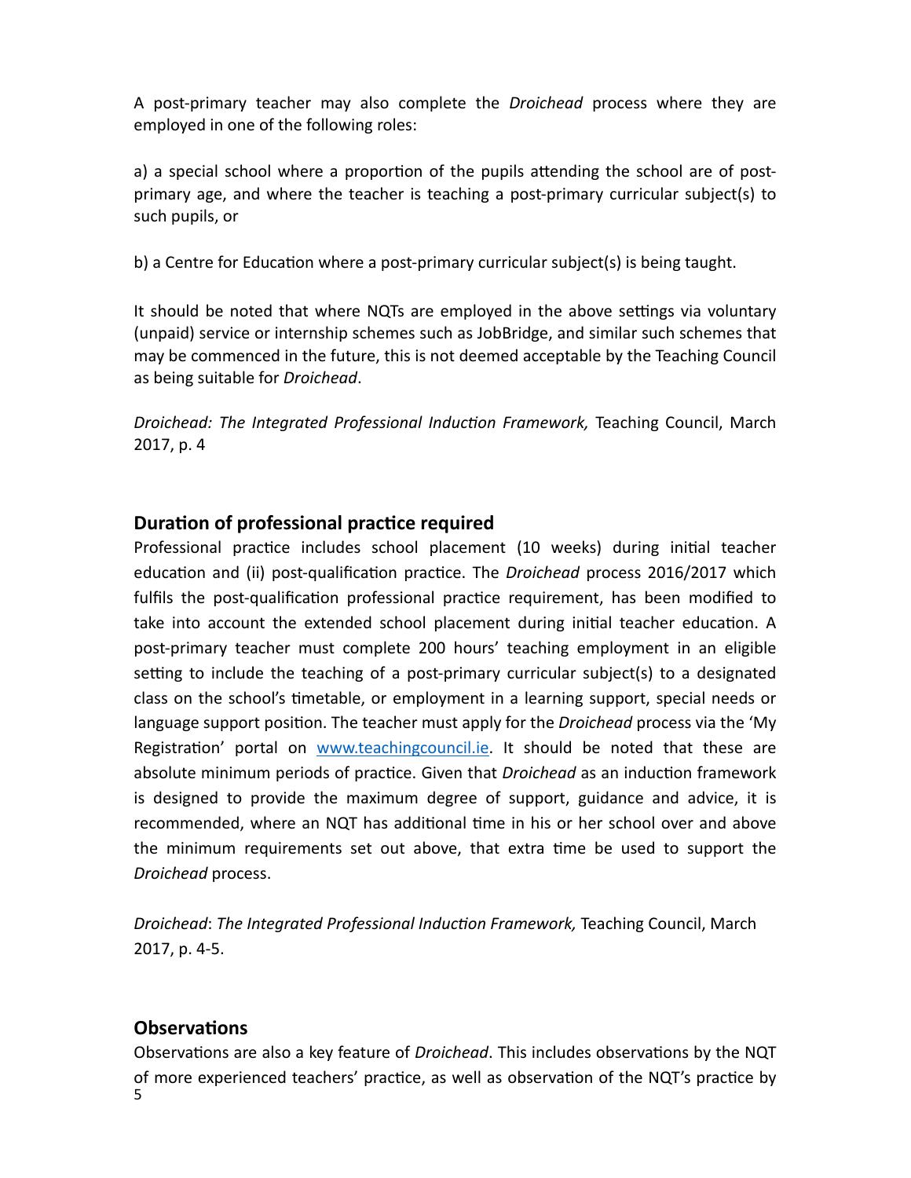A post-primary teacher may also complete the *Droichead* process where they are employed in one of the following roles:

a) a special school where a proportion of the pupils attending the school are of post-primary age, and where the teacher is teaching a post-primary curricular subject(s) to such pupils, or

b) a Centre for Education where a post-primary curricular subject(s) is being taught.

It should be noted that where NQTs are employed in the above settings via voluntary (unpaid) service or internship schemes such as JobBridge, and similar such schemes that may be commenced in the future, this is not deemed acceptable by the Teaching Council as being suitable for *Droichead*.

*Droichead: The Integrated Professional Induction Framework,* Teaching Council, March 2017, p. 4

## Duration of professional practice required

Professional practice includes school placement (10 weeks) during initial teacher education and (ii) post-qualification practice. The *Droichead* process 2016/2017 which fulfils the post-qualification professional practice requirement, has been modified to take into account the extended school placement during initial teacher education. A post-primary teacher must complete 200 hours' teaching employment in an eligible setting to include the teaching of a post-primary curricular subject(s) to a designated class on the school's timetable, or employment in a learning support, special needs or language support position. The teacher must apply for the *Droichead* process via the 'My Registration' portal on [www.teachingcouncil.ie](http://www.teachingcouncil.ie). It should be noted that these are absolute minimum periods of practice. Given that *Droichead* as an induction framework is designed to provide the maximum degree of support, guidance and advice, it is recommended, where an NQT has additional time in his or her school over and above the minimum requirements set out above, that extra time be used to support the *Droichead* process.

*Droichead*: *The Integrated Professional Induction Framework,* Teaching Council, March 2017, p. 4-5.

## Observations

Observations are also a key feature of *Droichead*. This includes observations by the NQT of more experienced teachers' practice, as well as observation of the NQT's practice by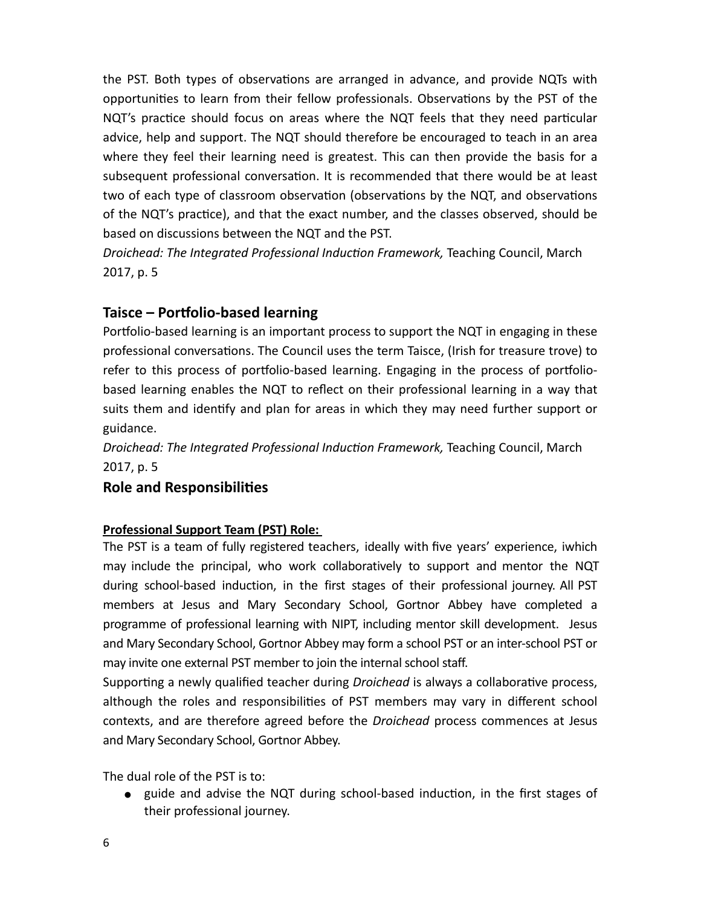the PST. Both types of observations are arranged in advance, and provide NQTs with opportunities to learn from their fellow professionals. Observations by the PST of the NQT's practice should focus on areas where the NQT feels that they need particular advice, help and support. The NQT should therefore be encouraged to teach in an area where they feel their learning need is greatest. This can then provide the basis for a subsequent professional conversation. It is recommended that there would be at least two of each type of classroom observation (observations by the NQT, and observations of the NQT's practice), and that the exact number, and the classes observed, should be based on discussions between the NQT and the PST.
*Droichead: The Integrated Professional Induction Framework,* Teaching Council, March 2017, p. 5

## Taisce – Portfolio-based learning

Portfolio-based learning is an important process to support the NQT in engaging in these professional conversations. The Council uses the term Taisce, (Irish for treasure trove) to refer to this process of portfolio-based learning. Engaging in the process of portfolio-based learning enables the NQT to reflect on their professional learning in a way that suits them and identify and plan for areas in which they may need further support or guidance.
*Droichead: The Integrated Professional Induction Framework,* Teaching Council, March 2017, p. 5

## Role and Responsibilities

**Professional Support Team (PST) Role:**

The PST is a team of fully registered teachers, ideally with five years' experience, iwhich may include the principal, who work collaboratively to support and mentor the NQT during school-based induction, in the first stages of their professional journey. All PST members at Jesus and Mary Secondary School, Gortnor Abbey have completed a programme of professional learning with NIPT, including mentor skill development. Jesus and Mary Secondary School, Gortnor Abbey may form a school PST or an inter-school PST or may invite one external PST member to join the internal school staff.

Supporting a newly qualified teacher during *Droichead* is always a collaborative process, although the roles and responsibilities of PST members may vary in different school contexts, and are therefore agreed before the *Droichead* process commences at Jesus and Mary Secondary School, Gortnor Abbey.

The dual role of the PST is to:

- guide and advise the NQT during school-based induction, in the first stages of their professional journey.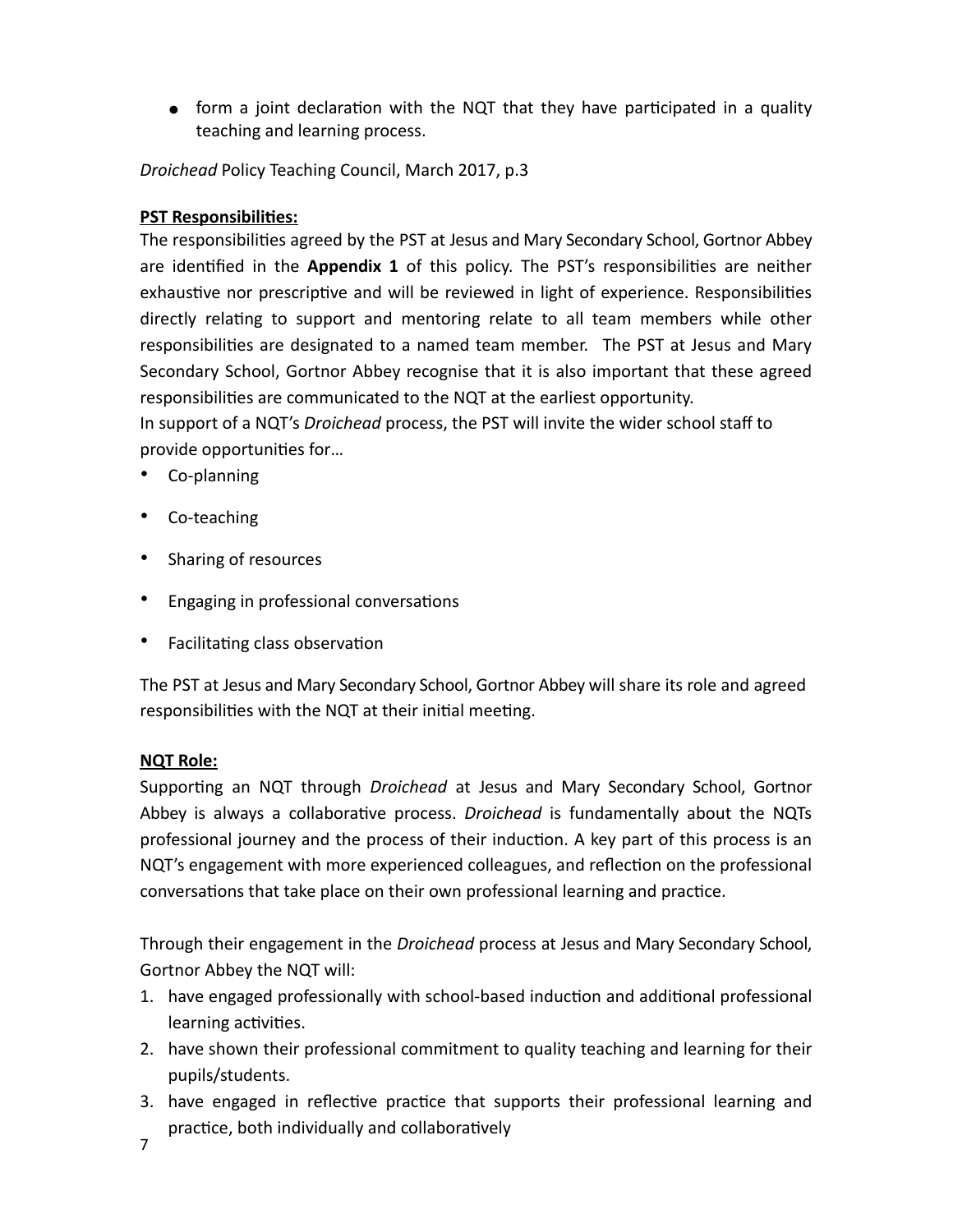- form a joint declaration with the NQT that they have participated in a quality teaching and learning process.

*Droichead* Policy Teaching Council, March 2017, p.3

**PST Responsibilities:**

The responsibilities agreed by the PST at Jesus and Mary Secondary School, Gortnor Abbey are identified in the **Appendix 1** of this policy. The PST's responsibilities are neither exhaustive nor prescriptive and will be reviewed in light of experience. Responsibilities directly relating to support and mentoring relate to all team members while other responsibilities are designated to a named team member. The PST at Jesus and Mary Secondary School, Gortnor Abbey recognise that it is also important that these agreed responsibilities are communicated to the NQT at the earliest opportunity.

In support of a NQT's *Droichead* process, the PST will invite the wider school staff to provide opportunities for…

- Co-planning
- Co-teaching
- Sharing of resources
- Engaging in professional conversations
- Facilitating class observation

The PST at Jesus and Mary Secondary School, Gortnor Abbey will share its role and agreed responsibilities with the NQT at their initial meeting.

**NQT Role:**

Supporting an NQT through *Droichead* at Jesus and Mary Secondary School, Gortnor Abbey is always a collaborative process. *Droichead* is fundamentally about the NQTs professional journey and the process of their induction. A key part of this process is an NQT's engagement with more experienced colleagues, and reflection on the professional conversations that take place on their own professional learning and practice.

Through their engagement in the *Droichead* process at Jesus and Mary Secondary School, Gortnor Abbey the NQT will:

1. have engaged professionally with school-based induction and additional professional learning activities.
2. have shown their professional commitment to quality teaching and learning for their pupils/students.
3. have engaged in reflective practice that supports their professional learning and practice, both individually and collaboratively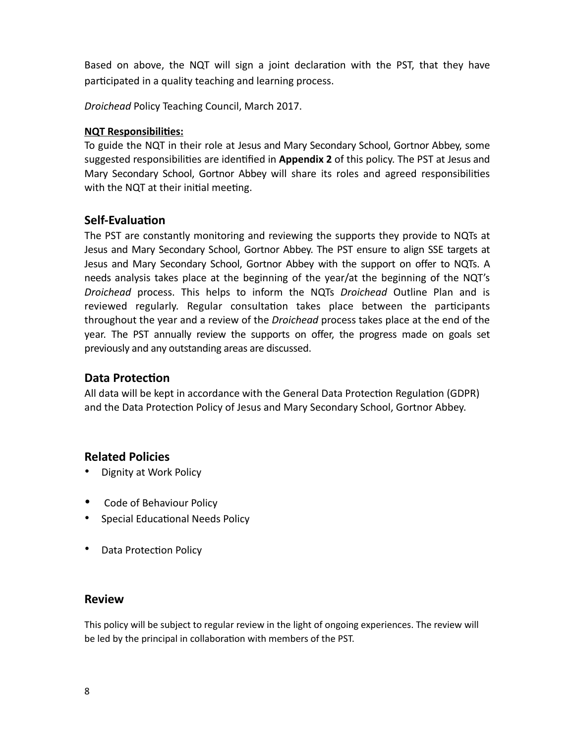Based on above, the NQT will sign a joint declaration with the PST, that they have participated in a quality teaching and learning process.

*Droichead* Policy Teaching Council, March 2017.

**NQT Responsibilities:**

To guide the NQT in their role at Jesus and Mary Secondary School, Gortnor Abbey, some suggested responsibilities are identified in **Appendix 2** of this policy. The PST at Jesus and Mary Secondary School, Gortnor Abbey will share its roles and agreed responsibilities with the NQT at their initial meeting.

## Self-Evaluation

The PST are constantly monitoring and reviewing the supports they provide to NQTs at Jesus and Mary Secondary School, Gortnor Abbey. The PST ensure to align SSE targets at Jesus and Mary Secondary School, Gortnor Abbey with the support on offer to NQTs. A needs analysis takes place at the beginning of the year/at the beginning of the NQT's *Droichead* process. This helps to inform the NQTs *Droichead* Outline Plan and is reviewed regularly. Regular consultation takes place between the participants throughout the year and a review of the *Droichead* process takes place at the end of the year. The PST annually review the supports on offer, the progress made on goals set previously and any outstanding areas are discussed.

## Data Protection

All data will be kept in accordance with the General Data Protection Regulation (GDPR) and the Data Protection Policy of Jesus and Mary Secondary School, Gortnor Abbey.

## Related Policies

- Dignity at Work Policy
- Code of Behaviour Policy
- Special Educational Needs Policy
- Data Protection Policy

## Review

This policy will be subject to regular review in the light of ongoing experiences. The review will be led by the principal in collaboration with members of the PST.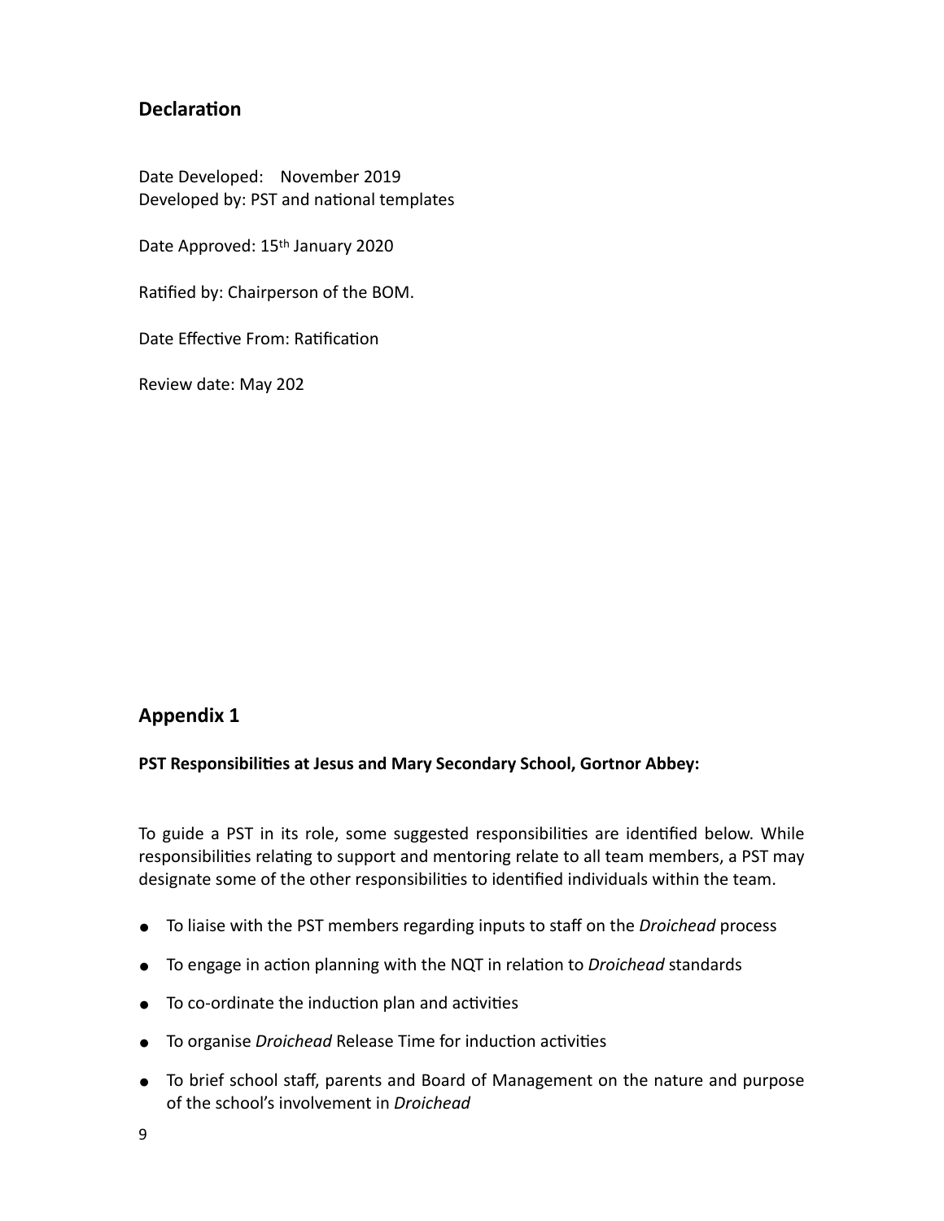## Declaration

Date Developed: November 2019
Developed by: PST and national templates

Date Approved: 15th January 2020

Ratified by: Chairperson of the BOM.

Date Effective From: Ratification

Review date: May 202

## Appendix 1

**PST Responsibilities at Jesus and Mary Secondary School, Gortnor Abbey:**

To guide a PST in its role, some suggested responsibilities are identified below. While responsibilities relating to support and mentoring relate to all team members, a PST may designate some of the other responsibilities to identified individuals within the team.

- To liaise with the PST members regarding inputs to staff on the *Droichead* process
- To engage in action planning with the NQT in relation to *Droichead* standards
- To co-ordinate the induction plan and activities
- To organise *Droichead* Release Time for induction activities
- To brief school staff, parents and Board of Management on the nature and purpose of the school's involvement in *Droichead*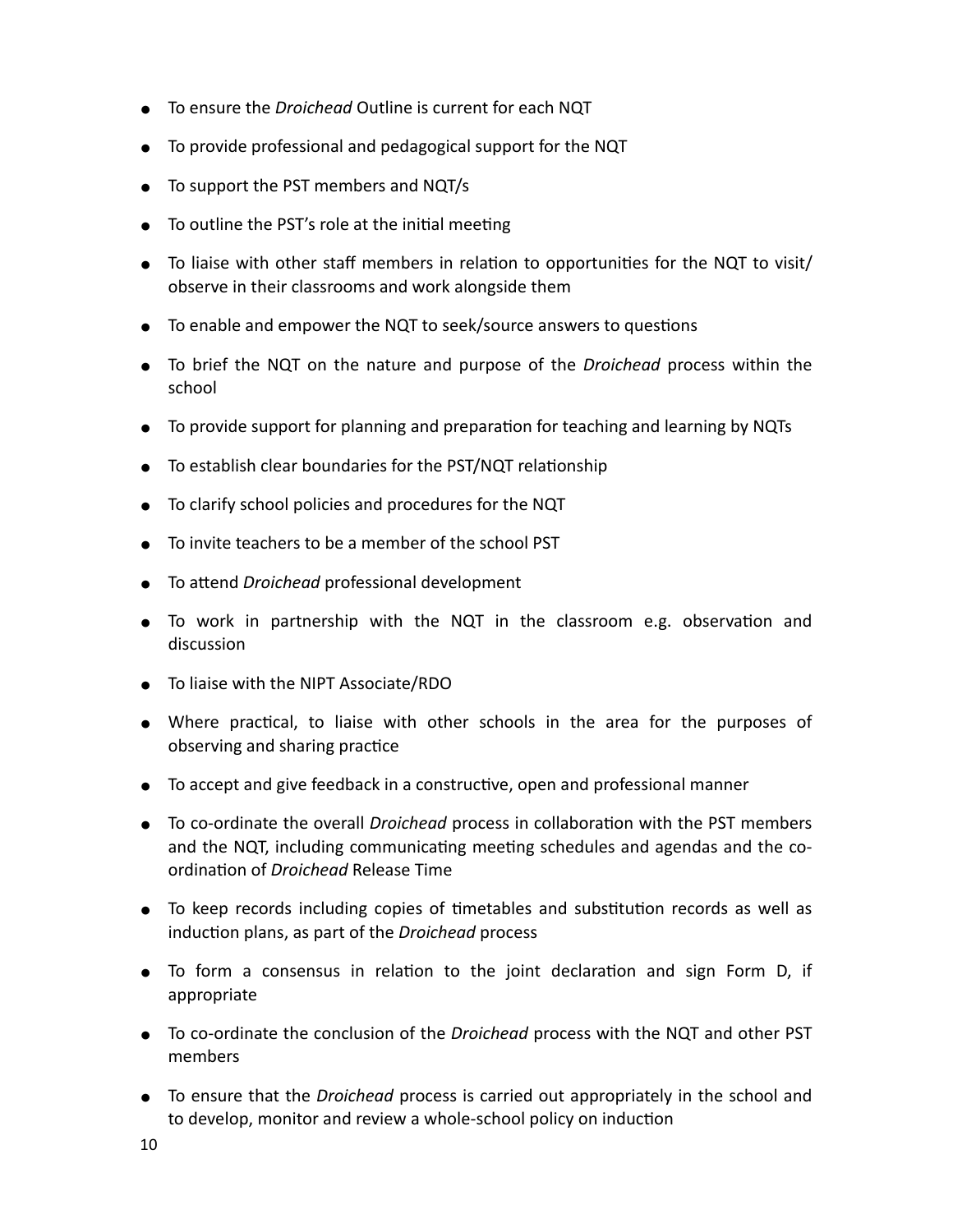- To ensure the *Droichead* Outline is current for each NQT
- To provide professional and pedagogical support for the NQT
- To support the PST members and NQT/s
- To outline the PST's role at the initial meeting
- To liaise with other staff members in relation to opportunities for the NQT to visit/ observe in their classrooms and work alongside them
- To enable and empower the NQT to seek/source answers to questions
- To brief the NQT on the nature and purpose of the *Droichead* process within the school
- To provide support for planning and preparation for teaching and learning by NQTs
- To establish clear boundaries for the PST/NQT relationship
- To clarify school policies and procedures for the NQT
- To invite teachers to be a member of the school PST
- To attend *Droichead* professional development
- To work in partnership with the NQT in the classroom e.g. observation and discussion
- To liaise with the NIPT Associate/RDO
- Where practical, to liaise with other schools in the area for the purposes of observing and sharing practice
- To accept and give feedback in a constructive, open and professional manner
- To co-ordinate the overall *Droichead* process in collaboration with the PST members and the NQT, including communicating meeting schedules and agendas and the co-ordination of *Droichead* Release Time
- To keep records including copies of timetables and substitution records as well as induction plans, as part of the *Droichead* process
- To form a consensus in relation to the joint declaration and sign Form D, if appropriate
- To co-ordinate the conclusion of the *Droichead* process with the NQT and other PST members
- To ensure that the *Droichead* process is carried out appropriately in the school and to develop, monitor and review a whole-school policy on induction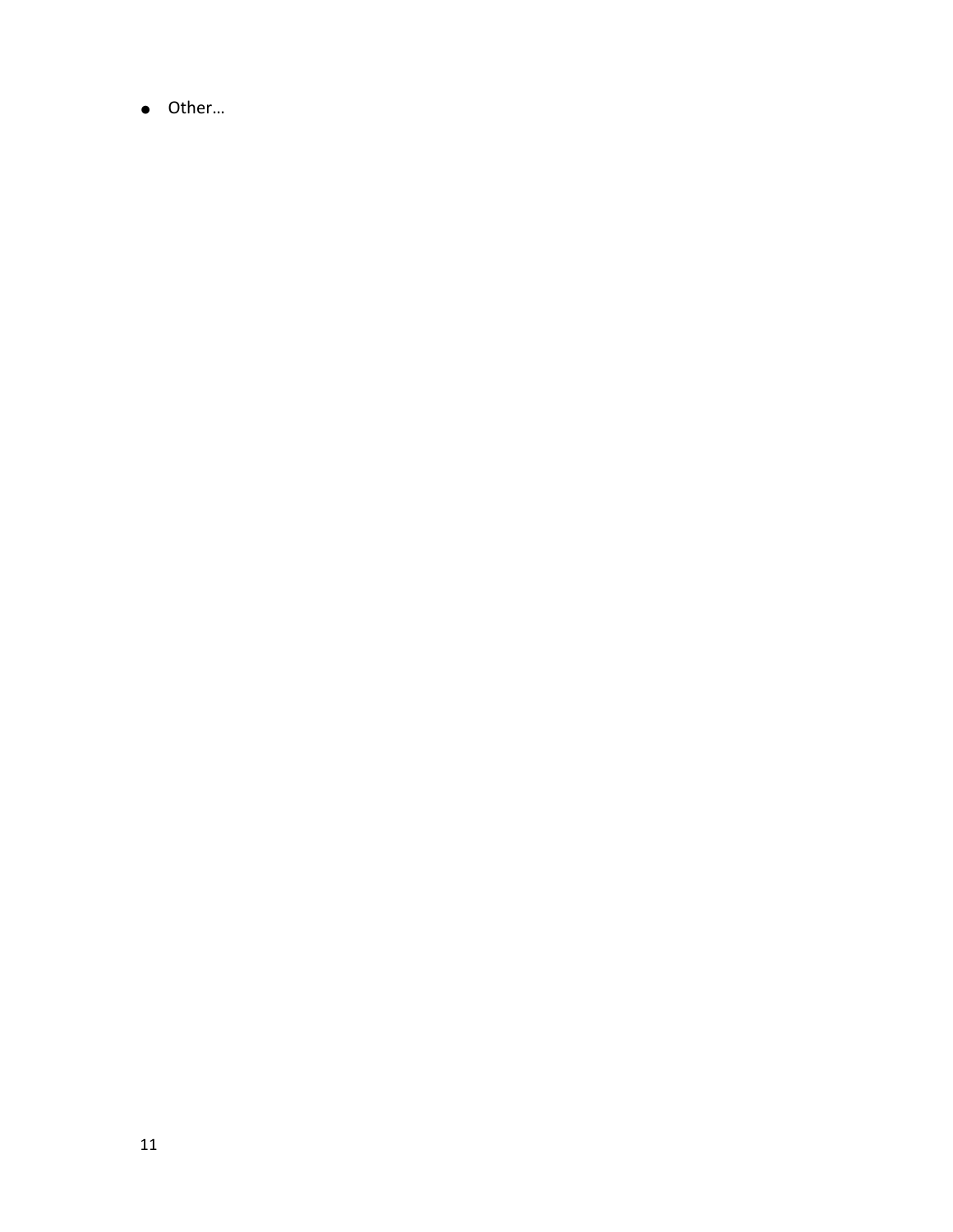- Other…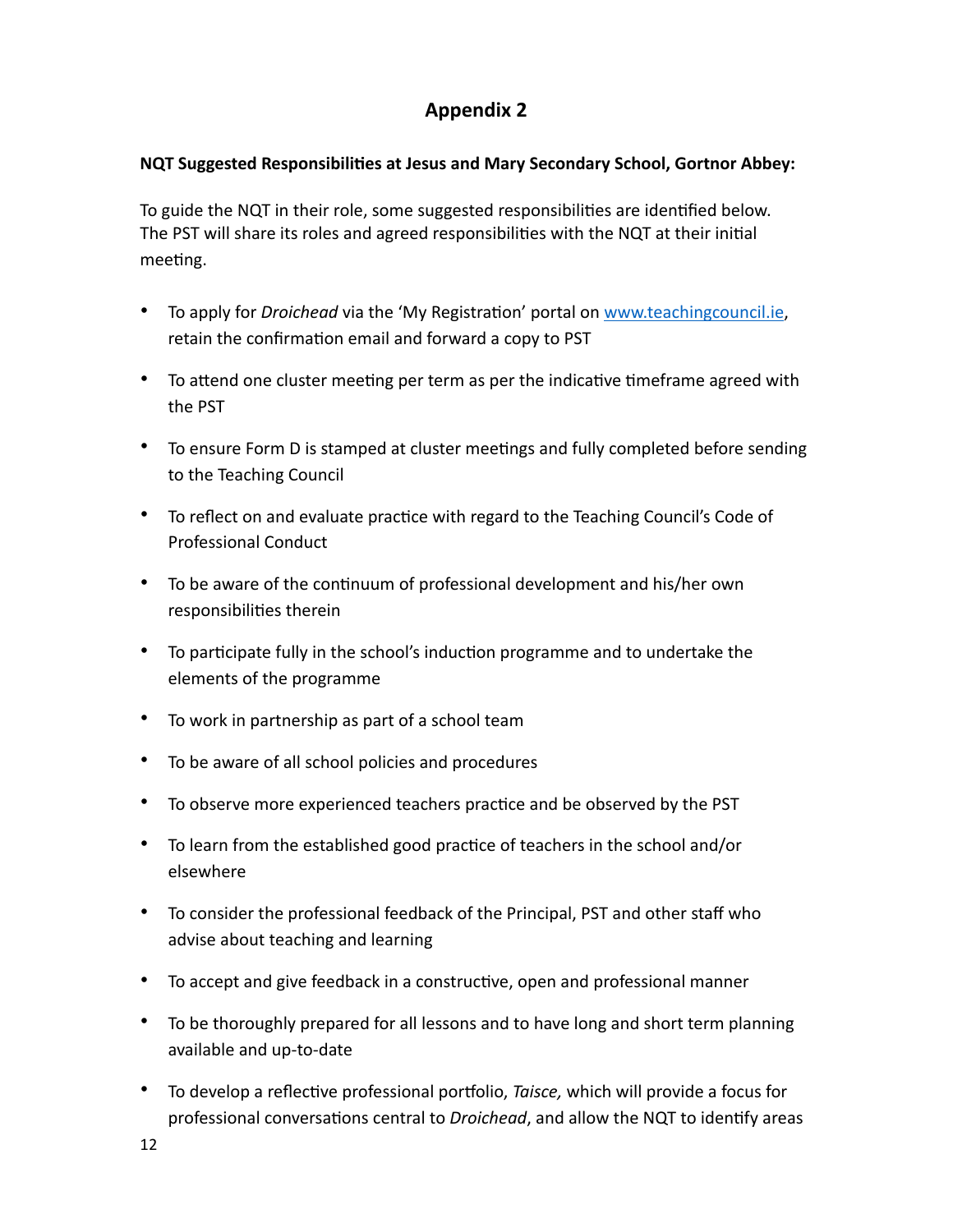## Appendix 2

**NQT Suggested Responsibilities at Jesus and Mary Secondary School, Gortnor Abbey:**

To guide the NQT in their role, some suggested responsibilities are identified below. The PST will share its roles and agreed responsibilities with the NQT at their initial meeting.

- To apply for *Droichead* via the 'My Registration' portal on [www.teachingcouncil.ie](http://www.teachingcouncil.ie), retain the confirmation email and forward a copy to PST
- To attend one cluster meeting per term as per the indicative timeframe agreed with the PST
- To ensure Form D is stamped at cluster meetings and fully completed before sending to the Teaching Council
- To reflect on and evaluate practice with regard to the Teaching Council's Code of Professional Conduct
- To be aware of the continuum of professional development and his/her own responsibilities therein
- To participate fully in the school's induction programme and to undertake the elements of the programme
- To work in partnership as part of a school team
- To be aware of all school policies and procedures
- To observe more experienced teachers practice and be observed by the PST
- To learn from the established good practice of teachers in the school and/or elsewhere
- To consider the professional feedback of the Principal, PST and other staff who advise about teaching and learning
- To accept and give feedback in a constructive, open and professional manner
- To be thoroughly prepared for all lessons and to have long and short term planning available and up-to-date
- To develop a reflective professional portfolio, *Taisce,* which will provide a focus for professional conversations central to *Droichead*, and allow the NQT to identify areas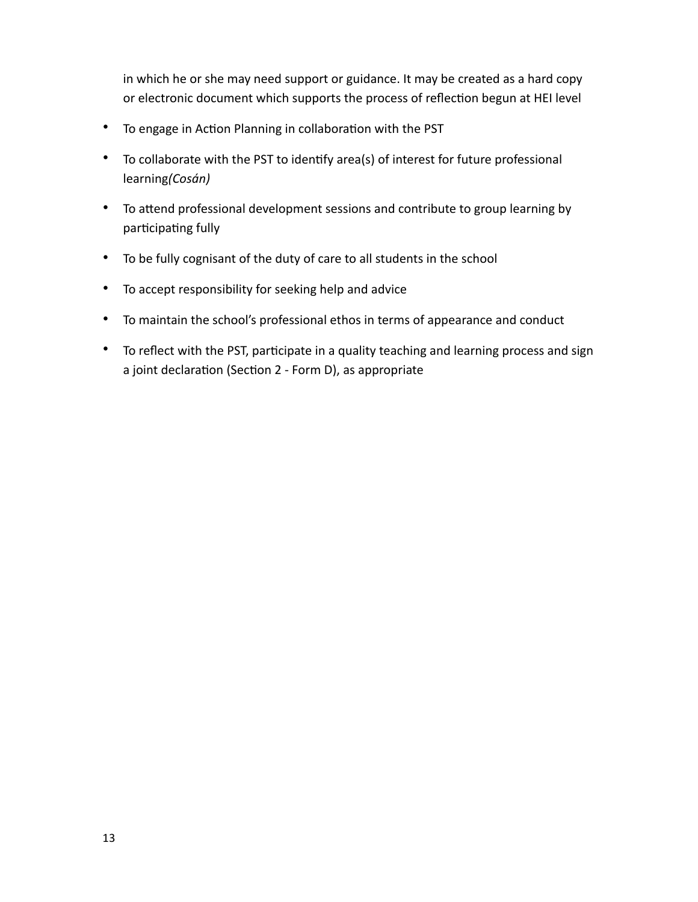in which he or she may need support or guidance. It may be created as a hard copy or electronic document which supports the process of reflection begun at HEI level

- To engage in Action Planning in collaboration with the PST
- To collaborate with the PST to identify area(s) of interest for future professional learning*(Cosán)*
- To attend professional development sessions and contribute to group learning by participating fully
- To be fully cognisant of the duty of care to all students in the school
- To accept responsibility for seeking help and advice
- To maintain the school's professional ethos in terms of appearance and conduct
- To reflect with the PST, participate in a quality teaching and learning process and sign a joint declaration (Section 2 - Form D), as appropriate